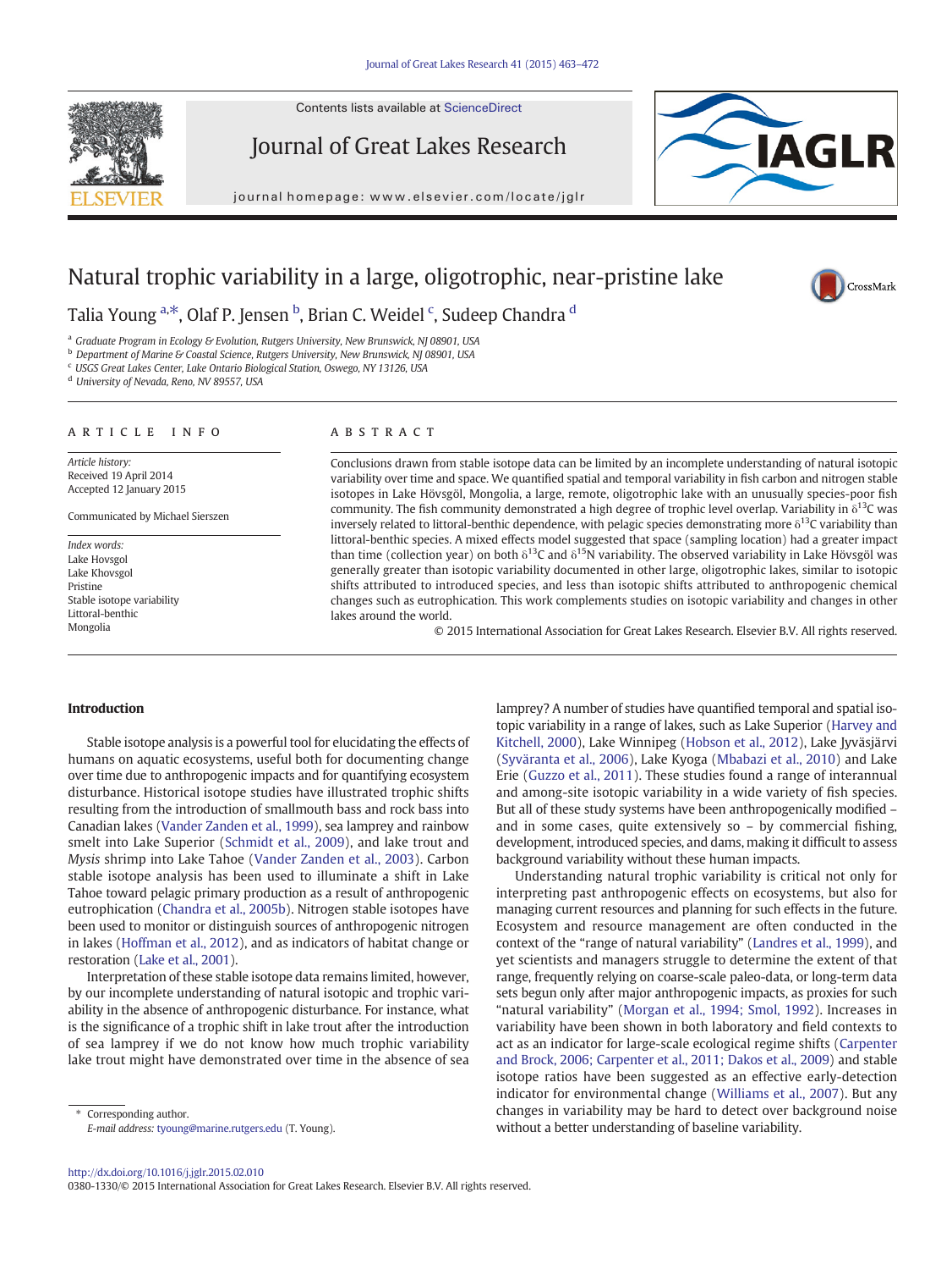Contents lists available at ScienceDirect

Journal of Great Lakes Research

journal homepage: www.elsevier.com/locate/jglr

# Natural trophic variability in a large, oligotrophic, near-pristine lake

Talia Young [a,*], Olaf P. Jensen [b], Brian C. Weidel [c], Sudeep Chandra [d]

[a] Graduate Program in Ecology & Evolution, Rutgers University, New Brunswick, NJ 08901, USA
[b] Department of Marine & Coastal Science, Rutgers University, New Brunswick, NJ 08901, USA
[c] USGS Great Lakes Center, Lake Ontario Biological Station, Oswego, NY 13126, USA
[d] University of Nevada, Reno, NV 89557, USA

## ARTICLE INFO

*Article history:*
Received 19 April 2014
Accepted 12 January 2015

Communicated by Michael Sierszen

*Index words:*
Lake Hovsgol
Lake Khovsgol
Pristine
Stable isotope variability
Littoral-benthic
Mongolia

## ABSTRACT

Conclusions drawn from stable isotope data can be limited by an incomplete understanding of natural isotopic variability over time and space. We quantified spatial and temporal variability in fish carbon and nitrogen stable isotopes in Lake Hövsgöl, Mongolia, a large, remote, oligotrophic lake with an unusually species-poor fish community. The fish community demonstrated a high degree of trophic level overlap. Variability in $\delta^{13}C$ was inversely related to littoral-benthic dependence, with pelagic species demonstrating more $\delta^{13}C$ variability than littoral-benthic species. A mixed effects model suggested that space (sampling location) had a greater impact than time (collection year) on both $\delta^{13}C$ and $\delta^{15}N$ variability. The observed variability in Lake Hövsgöl was generally greater than isotopic variability documented in other large, oligotrophic lakes, similar to isotopic shifts attributed to introduced species, and less than isotopic shifts attributed to anthropogenic chemical changes such as eutrophication. This work complements studies on isotopic variability and changes in other lakes around the world.

© 2015 International Association for Great Lakes Research. Elsevier B.V. All rights reserved.

## Introduction

Stable isotope analysis is a powerful tool for elucidating the effects of humans on aquatic ecosystems, useful both for documenting change over time due to anthropogenic impacts and for quantifying ecosystem disturbance. Historical isotope studies have illustrated trophic shifts resulting from the introduction of smallmouth bass and rock bass into Canadian lakes (Vander Zanden et al., 1999), sea lamprey and rainbow smelt into Lake Superior (Schmidt et al., 2009), and lake trout and *Mysis* shrimp into Lake Tahoe (Vander Zanden et al., 2003). Carbon stable isotope analysis has been used to illuminate a shift in Lake Tahoe toward pelagic primary production as a result of anthropogenic eutrophication (Chandra et al., 2005b). Nitrogen stable isotopes have been used to monitor or distinguish sources of anthropogenic nitrogen in lakes (Hoffman et al., 2012), and as indicators of habitat change or restoration (Lake et al., 2001).

Interpretation of these stable isotope data remains limited, however, by our incomplete understanding of natural isotopic and trophic variability in the absence of anthropogenic disturbance. For instance, what is the significance of a trophic shift in lake trout after the introduction of sea lamprey if we do not know how much trophic variability lake trout might have demonstrated over time in the absence of sea lamprey? A number of studies have quantified temporal and spatial isotopic variability in a range of lakes, such as Lake Superior (Harvey and Kitchell, 2000), Lake Winnipeg (Hobson et al., 2012), Lake Jyväsjärvi (Syväranta et al., 2006), Lake Kyoga (Mbabazi et al., 2010) and Lake Erie (Guzzo et al., 2011). These studies found a range of interannual and among-site isotopic variability in a wide variety of fish species. But all of these study systems have been anthropogenically modified – and in some cases, quite extensively so – by commercial fishing, development, introduced species, and dams, making it difficult to assess background variability without these human impacts.

Understanding natural trophic variability is critical not only for interpreting past anthropogenic effects on ecosystems, but also for managing current resources and planning for such effects in the future. Ecosystem and resource management are often conducted in the context of the "range of natural variability" (Landres et al., 1999), and yet scientists and managers struggle to determine the extent of that range, frequently relying on coarse-scale paleo-data, or long-term data sets begun only after major anthropogenic impacts, as proxies for such "natural variability" (Morgan et al., 1994; Smol, 1992). Increases in variability have been shown in both laboratory and field contexts to act as an indicator for large-scale ecological regime shifts (Carpenter and Brock, 2006; Carpenter et al., 2011; Dakos et al., 2009) and stable isotope ratios have been suggested as an effective early-detection indicator for environmental change (Williams et al., 2007). But any changes in variability may be hard to detect over background noise without a better understanding of baseline variability.

* Corresponding author.
E-mail address: tyoung@marine.rutgers.edu (T. Young).

http://dx.doi.org/10.1016/j.jglr.2015.02.010
0380-1330/© 2015 International Association for Great Lakes Research. Elsevier B.V. All rights reserved.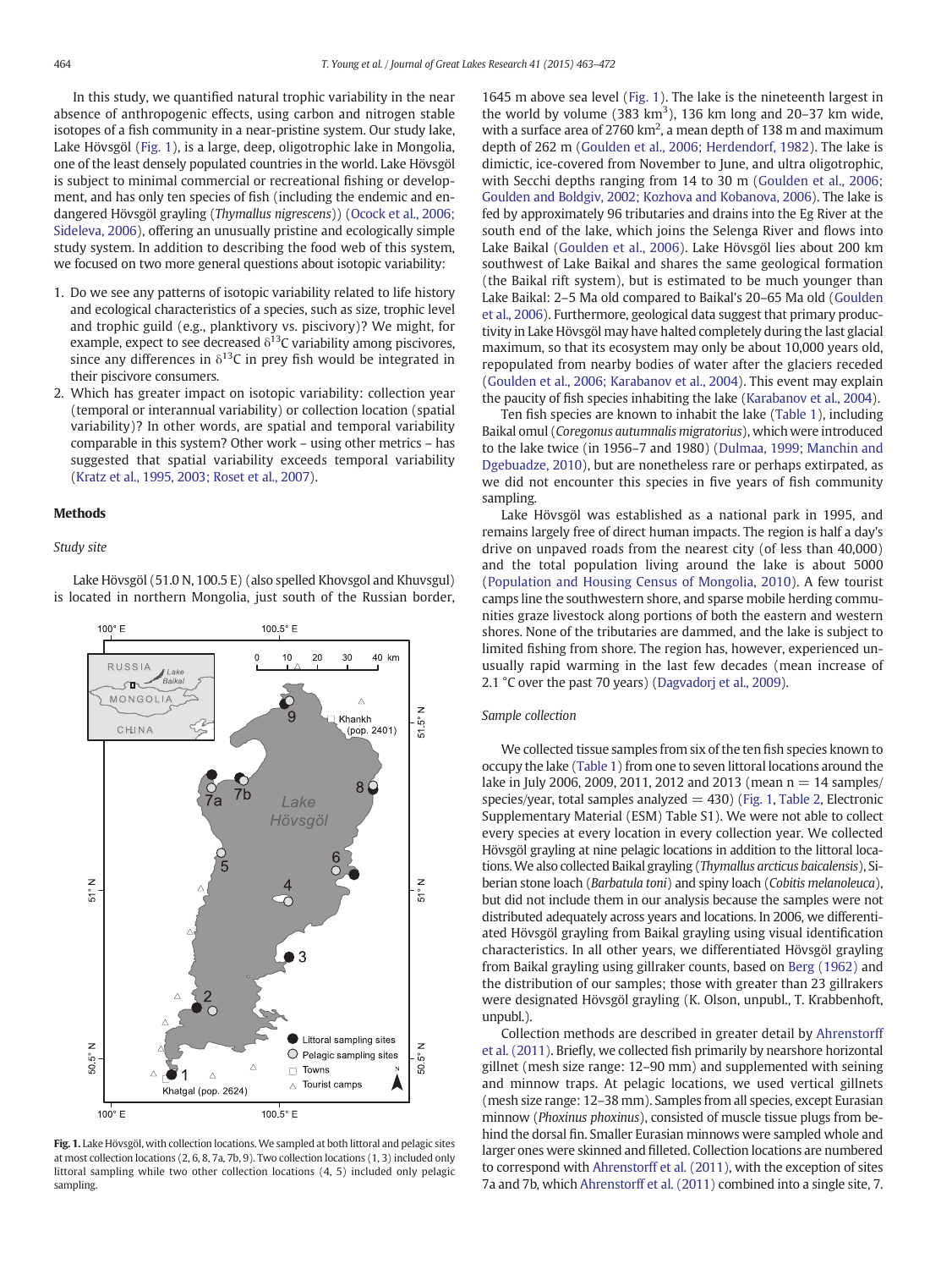In this study, we quantified natural trophic variability in the near absence of anthropogenic effects, using carbon and nitrogen stable isotopes of a fish community in a near-pristine system. Our study lake, Lake Hövsgöl (Fig. 1), is a large, deep, oligotrophic lake in Mongolia, one of the least densely populated countries in the world. Lake Hövsgöl is subject to minimal commercial or recreational fishing or development, and has only ten species of fish (including the endemic and endangered Hövsgöl grayling (*Thymallus nigrescens*)) (Ocock et al., 2006; Sideleva, 2006), offering an unusually pristine and ecologically simple study system. In addition to describing the food web of this system, we focused on two more general questions about isotopic variability:

1. Do we see any patterns of isotopic variability related to life history and ecological characteristics of a species, such as size, trophic level and trophic guild (e.g., planktivory vs. piscivory)? We might, for example, expect to see decreased $\delta^{13}$C variability among piscivores, since any differences in $\delta^{13}$C in prey fish would be integrated in their piscivore consumers.
2. Which has greater impact on isotopic variability: collection year (temporal or interannual variability) or collection location (spatial variability)? In other words, are spatial and temporal variability comparable in this system? Other work – using other metrics – has suggested that spatial variability exceeds temporal variability (Kratz et al., 1995, 2003; Roset et al., 2007).

## Methods

### Study site

Lake Hövsgöl (51.0 N, 100.5 E) (also spelled Khovsgol and Khuvsgul) is located in northern Mongolia, just south of the Russian border, 1645 m above sea level (Fig. 1). The lake is the nineteenth largest in the world by volume (383 km$^3$), 136 km long and 20–37 km wide, with a surface area of 2760 km$^2$, a mean depth of 138 m and maximum depth of 262 m (Goulden et al., 2006; Herdendorf, 1982). The lake is dimictic, ice-covered from November to June, and ultra oligotrophic, with Secchi depths ranging from 14 to 30 m (Goulden et al., 2006; Goulden and Boldgiv, 2002; Kozhova and Kobanova, 2006). The lake is fed by approximately 96 tributaries and drains into the Eg River at the south end of the lake, which joins the Selenga River and flows into Lake Baikal (Goulden et al., 2006). Lake Hövsgöl lies about 200 km southwest of Lake Baikal and shares the same geological formation (the Baikal rift system), but is estimated to be much younger than Lake Baikal: 2–5 Ma old compared to Baikal's 20–65 Ma old (Goulden et al., 2006). Furthermore, geological data suggest that primary productivity in Lake Hövsgöl may have halted completely during the last glacial maximum, so that its ecosystem may only be about 10,000 years old, repopulated from nearby bodies of water after the glaciers receded (Goulden et al., 2006; Karabanov et al., 2004). This event may explain the paucity of fish species inhabiting the lake (Karabanov et al., 2004).

Ten fish species are known to inhabit the lake (Table 1), including Baikal omul (*Coregonus autumnalis migratorius*), which were introduced to the lake twice (in 1956–7 and 1980) (Dulmaa, 1999; Manchin and Dgebuadze, 2010), but are nonetheless rare or perhaps extirpated, as we did not encounter this species in five years of fish community sampling.

Lake Hövsgöl was established as a national park in 1995, and remains largely free of direct human impacts. The region is half a day's drive on unpaved roads from the nearest city (of less than 40,000) and the total population living around the lake is about 5000 (Population and Housing Census of Mongolia, 2010). A few tourist camps line the southwestern shore, and sparse mobile herding communities graze livestock along portions of both the eastern and western shores. None of the tributaries are dammed, and the lake is subject to limited fishing from shore. The region has, however, experienced unusually rapid warming in the last few decades (mean increase of 2.1 °C over the past 70 years) (Dagvadorj et al., 2009).

Fig. 1. Lake Hövsgöl, with collection locations. We sampled at both littoral and pelagic sites at most collection locations (2, 6, 8, 7a, 7b, 9). Two collection locations (1, 3) included only littoral sampling while two other collection locations (4, 5) included only pelagic sampling.

### Sample collection

We collected tissue samples from six of the ten fish species known to occupy the lake (Table 1) from one to seven littoral locations around the lake in July 2006, 2009, 2011, 2012 and 2013 (mean n = 14 samples/species/year, total samples analyzed = 430) (Fig. 1, Table 2, Electronic Supplementary Material (ESM) Table S1). We were not able to collect every species at every location in every collection year. We collected Hövsgöl grayling at nine pelagic locations in addition to the littoral locations. We also collected Baikal grayling (*Thymallus arcticus baicalensis*), Siberian stone loach (*Barbatula toni*) and spiny loach (*Cobitis melanoleuca*), but did not include them in our analysis because the samples were not distributed adequately across years and locations. In 2006, we differentiated Hövsgöl grayling from Baikal grayling using visual identification characteristics. In all other years, we differentiated Hövsgöl grayling from Baikal grayling using gillraker counts, based on Berg (1962) and the distribution of our samples; those with greater than 23 gillrakers were designated Hövsgöl grayling (K. Olson, unpubl., T. Krabbenhoft, unpubl.).

Collection methods are described in greater detail by Ahrenstorff et al. (2011). Briefly, we collected fish primarily by nearshore horizontal gillnet (mesh size range: 12–90 mm) and supplemented with seining and minnow traps. At pelagic locations, we used vertical gillnets (mesh size range: 12–38 mm). Samples from all species, except Eurasian minnow (*Phoxinus phoxinus*), consisted of muscle tissue plugs from behind the dorsal fin. Smaller Eurasian minnows were sampled whole and larger ones were skinned and filleted. Collection locations are numbered to correspond with Ahrenstorff et al. (2011), with the exception of sites 7a and 7b, which Ahrenstorff et al. (2011) combined into a single site, 7.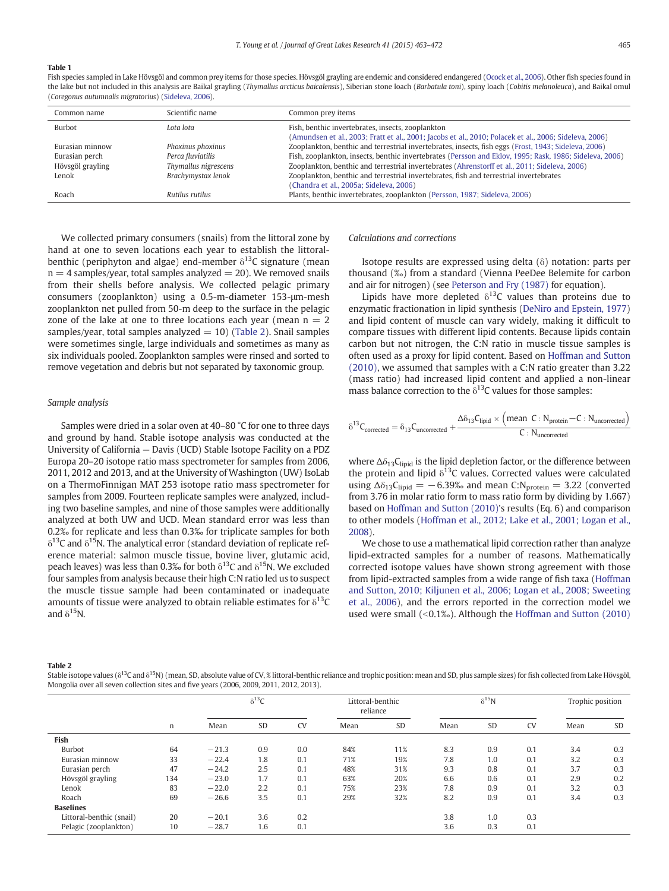**Table 1**

Fish species sampled in Lake Hövsgöl and common prey items for those species. Hövsgöl grayling are endemic and considered endangered (Ocock et al., 2006). Other fish species found in the lake but not included in this analysis are Baikal grayling (*Thymallus arcticus baicalensis*), Siberian stone loach (*Barbatula toni*), spiny loach (*Cobitis melanoleuca*), and Baikal omul (*Coregonus autumnalis migratorius*) (Sideleva, 2006).

| Common name | Scientific name | Common prey items |
|---|---|---|
| Burbot | *Lota lota* | Fish, benthic invertebrates, insects, zooplankton (Amundsen et al., 2003; Fratt et al., 2001; Jacobs et al., 2010; Polacek et al., 2006; Sideleva, 2006) |
| Eurasian minnow | *Phoxinus phoxinus* | Zooplankton, benthic and terrestrial invertebrates, insects, fish eggs (Frost, 1943; Sideleva, 2006) |
| Eurasian perch | *Perca fluviatilis* | Fish, zooplankton, insects, benthic invertebrates (Persson and Eklov, 1995; Rask, 1986; Sideleva, 2006) |
| Hövsgöl grayling | *Thymallus nigrescens* | Zooplankton, benthic and terrestrial invertebrates (Ahrenstorff et al., 2011; Sideleva, 2006) |
| Lenok | *Brachymystax lenok* | Zooplankton, benthic and terrestrial invertebrates, fish and terrestrial invertebrates (Chandra et al., 2005a; Sideleva, 2006) |
| Roach | *Rutilus rutilus* | Plants, benthic invertebrates, zooplankton (Persson, 1987; Sideleva, 2006) |

We collected primary consumers (snails) from the littoral zone by hand at one to seven locations each year to establish the littoral-benthic (periphyton and algae) end-member $\delta^{13}C$ signature (mean $n = 4$ samples/year, total samples analyzed = 20). We removed snails from their shells before analysis. We collected pelagic primary consumers (zooplankton) using a 0.5-m-diameter 153-μm-mesh zooplankton net pulled from 50-m deep to the surface in the pelagic zone of the lake at one to three locations each year (mean $n = 2$ samples/year, total samples analyzed = 10) (Table 2). Snail samples were sometimes single, large individuals and sometimes as many as six individuals pooled. Zooplankton samples were rinsed and sorted to remove vegetation and debris but not separated by taxonomic group.

*Sample analysis*

Samples were dried in a solar oven at 40–80 °C for one to three days and ground by hand. Stable isotope analysis was conducted at the University of California — Davis (UCD) Stable Isotope Facility on a PDZ Europa 20–20 isotope ratio mass spectrometer for samples from 2006, 2011, 2012 and 2013, and at the University of Washington (UW) IsoLab on a ThermoFinnigan MAT 253 isotope ratio mass spectrometer for samples from 2009. Fourteen replicate samples were analyzed, including two baseline samples, and nine of those samples were additionally analyzed at both UW and UCD. Mean standard error was less than 0.2‰ for replicate and less than 0.3‰ for triplicate samples for both $\delta^{13}C$ and $\delta^{15}N$. The analytical error (standard deviation of replicate reference material: salmon muscle tissue, bovine liver, glutamic acid, peach leaves) was less than 0.3‰ for both $\delta^{13}C$ and $\delta^{15}N$. We excluded four samples from analysis because their high C:N ratio led us to suspect the muscle tissue sample had been contaminated or inadequate amounts of tissue were analyzed to obtain reliable estimates for $\delta^{13}C$ and $\delta^{15}N$.

*Calculations and corrections*

Isotope results are expressed using delta (δ) notation: parts per thousand (‰) from a standard (Vienna PeeDee Belemite for carbon and air for nitrogen) (see Peterson and Fry (1987) for equation).

Lipids have more depleted $\delta^{13}C$ values than proteins due to enzymatic fractionation in lipid synthesis (DeNiro and Epstein, 1977) and lipid content of muscle can vary widely, making it difficult to compare tissues with different lipid contents. Because lipids contain carbon but not nitrogen, the C:N ratio in muscle tissue samples is often used as a proxy for lipid content. Based on Hoffman and Sutton (2010), we assumed that samples with a C:N ratio greater than 3.22 (mass ratio) had increased lipid content and applied a non-linear mass balance correction to the $\delta^{13}C$ values for those samples:

$$\delta^{13}C_{corrected} = \delta_{13}C_{uncorrected} + \frac{\Delta\delta_{13}C_{lipid} \times \left(\text{mean } C:N_{protein} - C:N_{uncorrected}\right)}{C:N_{uncorrected}}$$

where $\Delta\delta_{13}C_{lipid}$ is the lipid depletion factor, or the difference between the protein and lipid $\delta^{13}C$ values. Corrected values were calculated using $\Delta\delta_{13}C_{lipid} = -6.39$‰ and mean $C:N_{protein} = 3.22$ (converted from 3.76 in molar ratio form to mass ratio form by dividing by 1.667) based on Hoffman and Sutton (2010)'s results (Eq. 6) and comparison to other models (Hoffman et al., 2012; Lake et al., 2001; Logan et al., 2008).

We chose to use a mathematical lipid correction rather than analyze lipid-extracted samples for a number of reasons. Mathematically corrected isotope values have shown strong agreement with those from lipid-extracted samples from a wide range of fish taxa (Hoffman and Sutton, 2010; Kiljunen et al., 2006; Logan et al., 2008; Sweeting et al., 2006), and the errors reported in the correction model we used were small (<0.1‰). Although the Hoffman and Sutton (2010)

**Table 2**

Stable isotope values ($\delta^{13}C$ and $\delta^{15}N$) (mean, SD, absolute value of CV, % littoral-benthic reliance and trophic position: mean and SD, plus sample sizes) for fish collected from Lake Hövsgöl, Mongolia over all seven collection sites and five years (2006, 2009, 2011, 2012, 2013).

| | | $\delta^{13}C$ | | | Littoral-benthic reliance | | $\delta^{15}N$ | | | Trophic position | |
|---|---|---|---|---|---|---|---|---|---|---|---|
| | n | Mean | SD | CV | Mean | SD | Mean | SD | CV | Mean | SD |
| **Fish** | | | | | | | | | | | |
| Burbot | 64 | −21.3 | 0.9 | 0.0 | 84% | 11% | 8.3 | 0.9 | 0.1 | 3.4 | 0.3 |
| Eurasian minnow | 33 | −22.4 | 1.8 | 0.1 | 71% | 19% | 7.8 | 1.0 | 0.1 | 3.2 | 0.3 |
| Eurasian perch | 47 | −24.2 | 2.5 | 0.1 | 48% | 31% | 9.3 | 0.8 | 0.1 | 3.7 | 0.3 |
| Hövsgöl grayling | 134 | −23.0 | 1.7 | 0.1 | 63% | 20% | 6.6 | 0.6 | 0.1 | 2.9 | 0.2 |
| Lenok | 83 | −22.0 | 2.2 | 0.1 | 75% | 23% | 7.8 | 0.9 | 0.1 | 3.2 | 0.3 |
| Roach | 69 | −26.6 | 3.5 | 0.1 | 29% | 32% | 8.2 | 0.9 | 0.1 | 3.4 | 0.3 |
| **Baselines** | | | | | | | | | | | |
| Littoral-benthic (snail) | 20 | −20.1 | 3.6 | 0.2 | | | 3.8 | 1.0 | 0.3 | | |
| Pelagic (zooplankton) | 10 | −28.7 | 1.6 | 0.1 | | | 3.6 | 0.3 | 0.1 | | |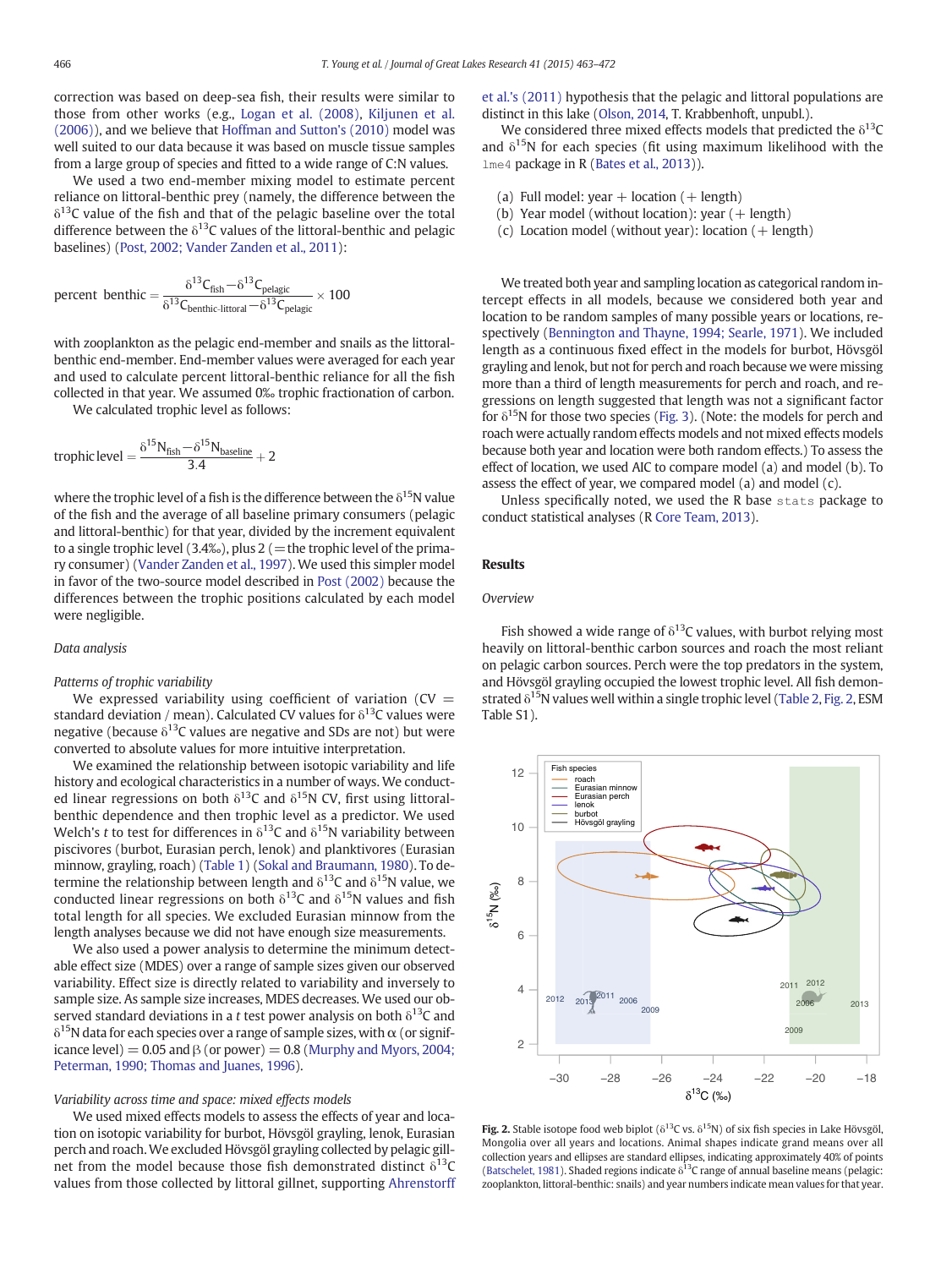correction was based on deep-sea fish, their results were similar to those from other works (e.g., Logan et al. (2008), Kiljunen et al. (2006)), and we believe that Hoffman and Sutton's (2010) model was well suited to our data because it was based on muscle tissue samples from a large group of species and fitted to a wide range of C:N values.

We used a two end-member mixing model to estimate percent reliance on littoral-benthic prey (namely, the difference between the $\delta^{13}C$ value of the fish and that of the pelagic baseline over the total difference between the $\delta^{13}C$ values of the littoral-benthic and pelagic baselines) (Post, 2002; Vander Zanden et al., 2011):

$$\text{percent benthic} = \frac{\delta^{13}C_{fish} - \delta^{13}C_{pelagic}}{\delta^{13}C_{benthic\text{-}littoral} - \delta^{13}C_{pelagic}} \times 100$$

with zooplankton as the pelagic end-member and snails as the littoral-benthic end-member. End-member values were averaged for each year and used to calculate percent littoral-benthic reliance for all the fish collected in that year. We assumed 0‰ trophic fractionation of carbon.

We calculated trophic level as follows:

$$\text{trophic level} = \frac{\delta^{15}N_{fish} - \delta^{15}N_{baseline}}{3.4} + 2$$

where the trophic level of a fish is the difference between the $\delta^{15}N$ value of the fish and the average of all baseline primary consumers (pelagic and littoral-benthic) for that year, divided by the increment equivalent to a single trophic level (3.4‰), plus 2 (= the trophic level of the primary consumer) (Vander Zanden et al., 1997). We used this simpler model in favor of the two-source model described in Post (2002) because the differences between the trophic positions calculated by each model were negligible.

### Data analysis

*Patterns of trophic variability*

We expressed variability using coefficient of variation (CV = standard deviation / mean). Calculated CV values for $\delta^{13}C$ values were negative (because $\delta^{13}C$ values are negative and SDs are not) but were converted to absolute values for more intuitive interpretation.

We examined the relationship between isotopic variability and life history and ecological characteristics in a number of ways. We conducted linear regressions on both $\delta^{13}C$ and $\delta^{15}N$ CV, first using littoral-benthic dependence and then trophic level as a predictor. We used Welch's *t* to test for differences in $\delta^{13}C$ and $\delta^{15}N$ variability between piscivores (burbot, Eurasian perch, lenok) and planktivores (Eurasian minnow, grayling, roach) (Table 1) (Sokal and Braumann, 1980). To determine the relationship between length and $\delta^{13}C$ and $\delta^{15}N$ value, we conducted linear regressions on both $\delta^{13}C$ and $\delta^{15}N$ values and fish total length for all species. We excluded Eurasian minnow from the length analyses because we did not have enough size measurements.

We also used a power analysis to determine the minimum detectable effect size (MDES) over a range of sample sizes given our observed variability. Effect size is directly related to variability and inversely to sample size. As sample size increases, MDES decreases. We used our observed standard deviations in a *t* test power analysis on both $\delta^{13}C$ and $\delta^{15}N$ data for each species over a range of sample sizes, with $\alpha$ (or significance level) = 0.05 and $\beta$ (or power) = 0.8 (Murphy and Myors, 2004; Peterman, 1990; Thomas and Juanes, 1996).

*Variability across time and space: mixed effects models*

We used mixed effects models to assess the effects of year and location on isotopic variability for burbot, Hövsgöl grayling, lenok, Eurasian perch and roach. We excluded Hövsgöl grayling collected by pelagic gillnet from the model because those fish demonstrated distinct $\delta^{13}C$ values from those collected by littoral gillnet, supporting Ahrenstorff et al.'s (2011) hypothesis that the pelagic and littoral populations are distinct in this lake (Olson, 2014, T. Krabbenhoft, unpubl.).

We considered three mixed effects models that predicted the $\delta^{13}C$ and $\delta^{15}N$ for each species (fit using maximum likelihood with the lme4 package in R (Bates et al., 2013)).

(a) Full model: year + location (+ length)
(b) Year model (without location): year (+ length)
(c) Location model (without year): location (+ length)

We treated both year and sampling location as categorical random intercept effects in all models, because we considered both year and location to be random samples of many possible years or locations, respectively (Bennington and Thayne, 1994; Searle, 1971). We included length as a continuous fixed effect in the models for burbot, Hövsgöl grayling and lenok, but not for perch and roach because we were missing more than a third of length measurements for perch and roach, and regressions on length suggested that length was not a significant factor for $\delta^{15}N$ for those two species (Fig. 3). (Note: the models for perch and roach were actually random effects models and not mixed effects models because both year and location were both random effects.) To assess the effect of location, we used AIC to compare model (a) and model (b). To assess the effect of year, we compared model (a) and model (c).

Unless specifically noted, we used the R base stats package to conduct statistical analyses (R Core Team, 2013).

## Results

*Overview*

Fish showed a wide range of $\delta^{13}C$ values, with burbot relying most heavily on littoral-benthic carbon sources and roach the most reliant on pelagic carbon sources. Perch were the top predators in the system, and Hövsgöl grayling occupied the lowest trophic level. All fish demonstrated $\delta^{15}N$ values well within a single trophic level (Table 2, Fig. 2, ESM Table S1).

**Fig. 2.** Stable isotope food web biplot ($\delta^{13}C$ vs. $\delta^{15}N$) of six fish species in Lake Hövsgöl, Mongolia over all years and locations. Animal shapes indicate grand means over all collection years and ellipses are standard ellipses, indicating approximately 40% of points (Batschelet, 1981). Shaded regions indicate $\delta^{13}C$ range of annual baseline means (pelagic: zooplankton, littoral-benthic: snails) and year numbers indicate mean values for that year.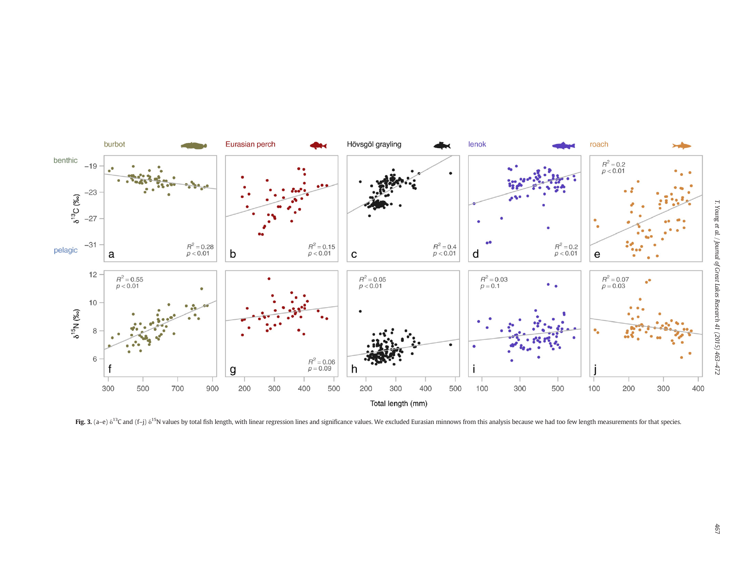**Fig. 3.** (a–e) $\delta^{13}C$ and (f–j) $\delta^{15}N$ values by total fish length, with linear regression lines and significance values. We excluded Eurasian minnows from this analysis because we had too few length measurements for that species.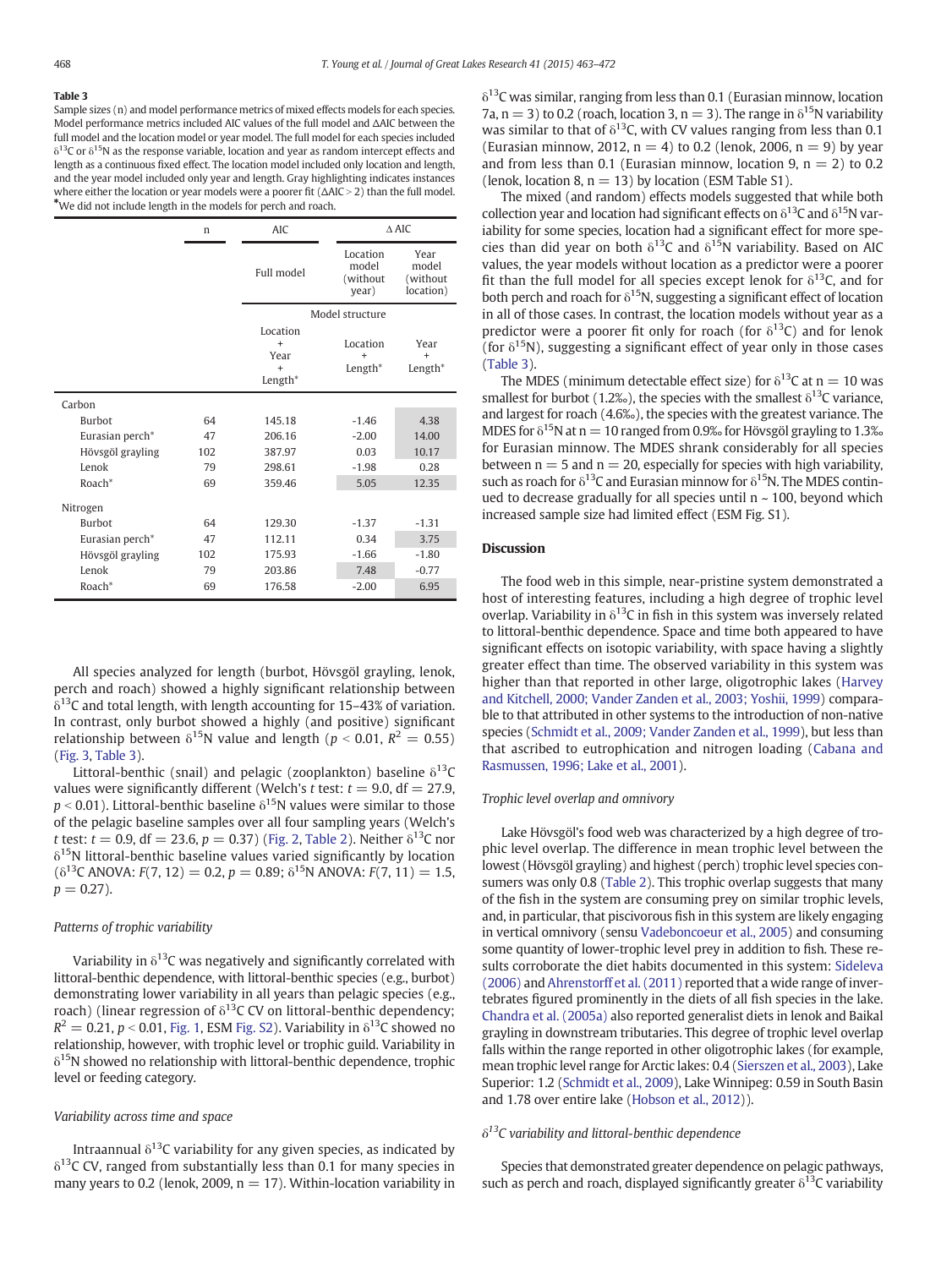**Table 3**
Sample sizes (n) and model performance metrics of mixed effects models for each species. Model performance metrics included AIC values of the full model and ΔAIC between the full model and the location model or year model. The full model for each species included $\delta^{13}C$ or $\delta^{15}N$ as the response variable, location and year as random intercept effects and length as a continuous fixed effect. The location model included only location and length, and the year model included only year and length. Gray highlighting indicates instances where either the location or year models were a poorer fit (ΔAIC > 2) than the full model.
*We did not include length in the models for perch and roach.

| | n | AIC | Δ AIC | |
|---|---|---|---|---|
| | | Full model | Location model (without year) | Year model (without location) |
| | | Model structure | | |
| | | Location + Year + Length* | Location + Length* | Year + Length* |
| Carbon | | | | |
| Burbot | 64 | 145.18 | −1.46 | 4.38 |
| Eurasian perch* | 47 | 206.16 | −2.00 | 14.00 |
| Hövsgöl grayling | 102 | 387.97 | 0.03 | 10.17 |
| Lenok | 79 | 298.61 | −1.98 | 0.28 |
| Roach* | 69 | 359.46 | 5.05 | 12.35 |
| Nitrogen | | | | |
| Burbot | 64 | 129.30 | −1.37 | −1.31 |
| Eurasian perch* | 47 | 112.11 | 0.34 | 3.75 |
| Hövsgöl grayling | 102 | 175.93 | −1.66 | −1.80 |
| Lenok | 79 | 203.86 | 7.48 | −0.77 |
| Roach* | 69 | 176.58 | −2.00 | 6.95 |

All species analyzed for length (burbot, Hövsgöl grayling, lenok, perch and roach) showed a highly significant relationship between $\delta^{13}C$ and total length, with length accounting for 15–43% of variation. In contrast, only burbot showed a highly (and positive) significant relationship between $\delta^{15}N$ value and length ($p < 0.01$, $R^2 = 0.55$) (Fig. 3, Table 3).

Littoral-benthic (snail) and pelagic (zooplankton) baseline $\delta^{13}C$ values were significantly different (Welch's $t$ test: $t = 9.0$, df = 27.9, $p < 0.01$). Littoral-benthic baseline $\delta^{15}N$ values were similar to those of the pelagic baseline samples over all four sampling years (Welch's $t$ test: $t = 0.9$, df = 23.6, $p = 0.37$) (Fig. 2, Table 2). Neither $\delta^{13}C$ nor $\delta^{15}N$ littoral-benthic baseline values varied significantly by location ($\delta^{13}C$ ANOVA: $F(7, 12) = 0.2$, $p = 0.89$; $\delta^{15}N$ ANOVA: $F(7, 11) = 1.5$, $p = 0.27$).

### Patterns of trophic variability

Variability in $\delta^{13}C$ was negatively and significantly correlated with littoral-benthic dependence, with littoral-benthic species (e.g., burbot) demonstrating lower variability in all years than pelagic species (e.g., roach) (linear regression of $\delta^{13}C$ CV on littoral-benthic dependency; $R^2 = 0.21$, $p < 0.01$, Fig. 1, ESM Fig. S2). Variability in $\delta^{13}C$ showed no relationship, however, with trophic level or trophic guild. Variability in $\delta^{15}N$ showed no relationship with littoral-benthic dependence, trophic level or feeding category.

### Variability across time and space

Intraannual $\delta^{13}C$ variability for any given species, as indicated by $\delta^{13}C$ CV, ranged from substantially less than 0.1 for many species in many years to 0.2 (lenok, 2009, n = 17). Within-location variability in $\delta^{13}C$ was similar, ranging from less than 0.1 (Eurasian minnow, location 7a, n = 3) to 0.2 (roach, location 3, n = 3). The range in $\delta^{15}N$ variability was similar to that of $\delta^{13}C$, with CV values ranging from less than 0.1 (Eurasian minnow, 2012, n = 4) to 0.2 (lenok, 2006, n = 9) by year and from less than 0.1 (Eurasian minnow, location 9, n = 2) to 0.2 (lenok, location 8, n = 13) by location (ESM Table S1).

The mixed (and random) effects models suggested that while both collection year and location had significant effects on $\delta^{13}C$ and $\delta^{15}N$ variability for some species, location had a significant effect for more species than did year on both $\delta^{13}C$ and $\delta^{15}N$ variability. Based on AIC values, the year models without location as a predictor were a poorer fit than the full model for all species except lenok for $\delta^{13}C$, and for both perch and roach for $\delta^{15}N$, suggesting a significant effect of location in all of those cases. In contrast, the location models without year as a predictor were a poorer fit only for roach (for $\delta^{13}C$) and for lenok (for $\delta^{15}N$), suggesting a significant effect of year only in those cases (Table 3).

The MDES (minimum detectable effect size) for $\delta^{13}C$ at n = 10 was smallest for burbot (1.2‰), the species with the smallest $\delta^{13}C$ variance, and largest for roach (4.6‰), the species with the greatest variance. The MDES for $\delta^{15}N$ at n = 10 ranged from 0.9‰ for Hövsgöl grayling to 1.3‰ for Eurasian minnow. The MDES shrank considerably for all species between n = 5 and n = 20, especially for species with high variability, such as roach for $\delta^{13}C$ and Eurasian minnow for $\delta^{15}N$. The MDES continued to decrease gradually for all species until n ~ 100, beyond which increased sample size had limited effect (ESM Fig. S1).

## Discussion

The food web in this simple, near-pristine system demonstrated a host of interesting features, including a high degree of trophic level overlap. Variability in $\delta^{13}C$ in fish in this system was inversely related to littoral-benthic dependence. Space and time both appeared to have significant effects on isotopic variability, with space having a slightly greater effect than time. The observed variability in this system was higher than that reported in other large, oligotrophic lakes (Harvey and Kitchell, 2000; Vander Zanden et al., 2003; Yoshii, 1999) comparable to that attributed in other systems to the introduction of non-native species (Schmidt et al., 2009; Vander Zanden et al., 1999), but less than that ascribed to eutrophication and nitrogen loading (Cabana and Rasmussen, 1996; Lake et al., 2001).

### Trophic level overlap and omnivory

Lake Hövsgöl's food web was characterized by a high degree of trophic level overlap. The difference in mean trophic level between the lowest (Hövsgöl grayling) and highest (perch) trophic level species consumers was only 0.8 (Table 2). This trophic overlap suggests that many of the fish in the system are consuming prey on similar trophic levels, and, in particular, that piscivorous fish in this system are likely engaging in vertical omnivory (sensu Vadeboncoeur et al., 2005) and consuming some quantity of lower-trophic level prey in addition to fish. These results corroborate the diet habits documented in this system: Sideleva (2006) and Ahrenstorff et al. (2011) reported that a wide range of invertebrates figured prominently in the diets of all fish species in the lake. Chandra et al. (2005a) also reported generalist diets in lenok and Baikal grayling in downstream tributaries. This degree of trophic level overlap falls within the range reported in other oligotrophic lakes (for example, mean trophic level range for Arctic lakes: 0.4 (Sierszen et al., 2003), Lake Superior: 1.2 (Schmidt et al., 2009), Lake Winnipeg: 0.59 in South Basin and 1.78 over entire lake (Hobson et al., 2012)).

### $\delta^{13}C$ variability and littoral-benthic dependence

Species that demonstrated greater dependence on pelagic pathways, such as perch and roach, displayed significantly greater $\delta^{13}C$ variability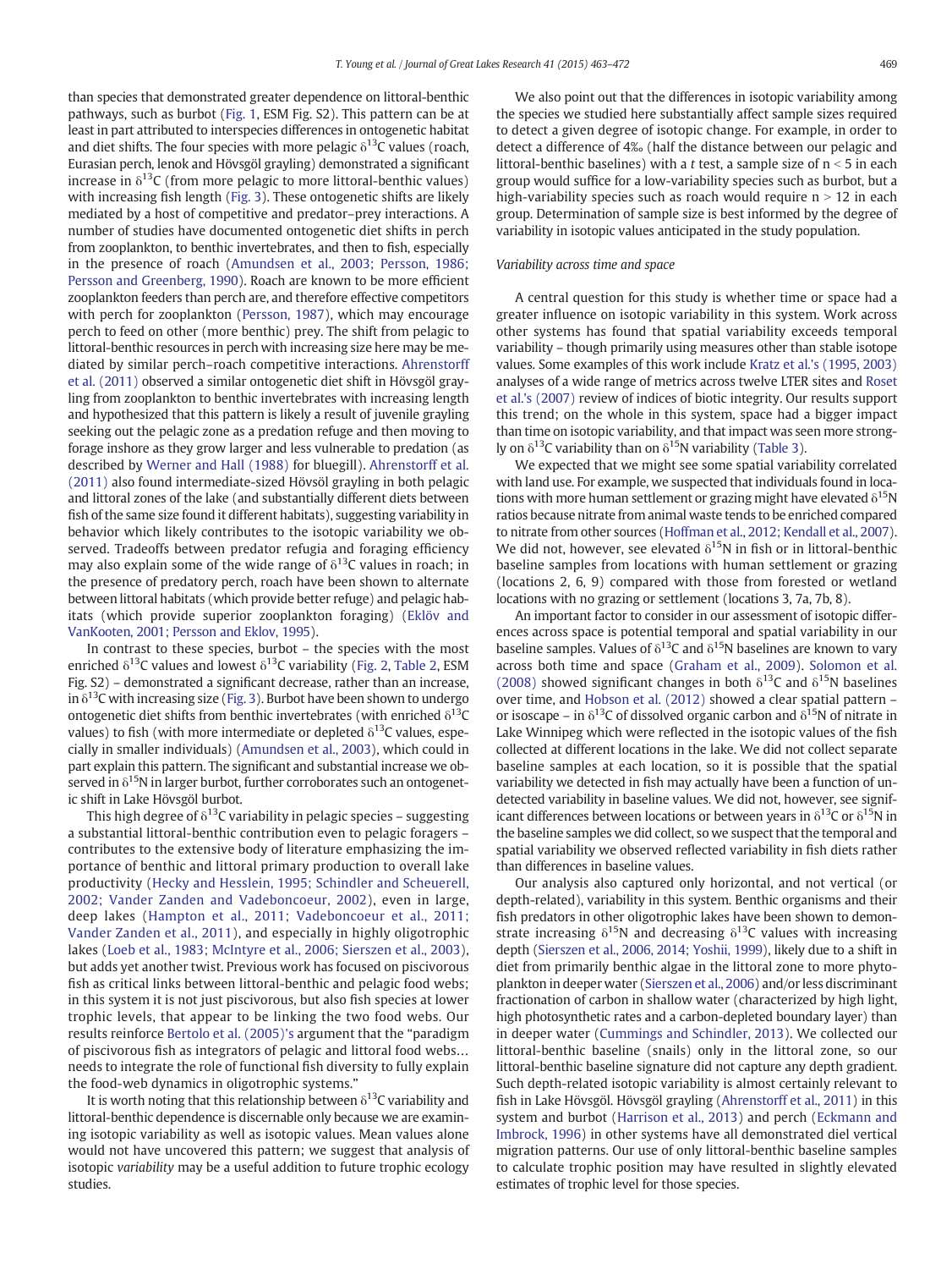than species that demonstrated greater dependence on littoral-benthic pathways, such as burbot (Fig. 1, ESM Fig. S2). This pattern can be at least in part attributed to interspecies differences in ontogenetic habitat and diet shifts. The four species with more pelagic $\delta^{13}$C values (roach, Eurasian perch, lenok and Hövsgöl grayling) demonstrated a significant increase in $\delta^{13}$C (from more pelagic to more littoral-benthic values) with increasing fish length (Fig. 3). These ontogenetic shifts are likely mediated by a host of competitive and predator–prey interactions. A number of studies have documented ontogenetic diet shifts in perch from zooplankton, to benthic invertebrates, and then to fish, especially in the presence of roach (Amundsen et al., 2003; Persson, 1986; Persson and Greenberg, 1990). Roach are known to be more efficient zooplankton feeders than perch are, and therefore effective competitors with perch for zooplankton (Persson, 1987), which may encourage perch to feed on other (more benthic) prey. The shift from pelagic to littoral-benthic resources in perch with increasing size here may be mediated by similar perch–roach competitive interactions. Ahrenstorff et al. (2011) observed a similar ontogenetic diet shift in Hövsgöl grayling from zooplankton to benthic invertebrates with increasing length and hypothesized that this pattern is likely a result of juvenile grayling seeking out the pelagic zone as a predation refuge and then moving to forage inshore as they grow larger and less vulnerable to predation (as described by Werner and Hall (1988) for bluegill). Ahrenstorff et al. (2011) also found intermediate-sized Hövsöl grayling in both pelagic and littoral zones of the lake (and substantially different diets between fish of the same size found it different habitats), suggesting variability in behavior which likely contributes to the isotopic variability we observed. Tradeoffs between predator refugia and foraging efficiency may also explain some of the wide range of $\delta^{13}$C values in roach; in the presence of predatory perch, roach have been shown to alternate between littoral habitats (which provide better refuge) and pelagic habitats (which provide superior zooplankton foraging) (Eklöv and VanKooten, 2001; Persson and Eklov, 1995).

In contrast to these species, burbot – the species with the most enriched $\delta^{13}$C values and lowest $\delta^{13}$C variability (Fig. 2, Table 2, ESM Fig. S2) – demonstrated a significant decrease, rather than an increase, in $\delta^{13}$C with increasing size (Fig. 3). Burbot have been shown to undergo ontogenetic diet shifts from benthic invertebrates (with enriched $\delta^{13}$C values) to fish (with more intermediate or depleted $\delta^{13}$C values, especially in smaller individuals) (Amundsen et al., 2003), which could in part explain this pattern. The significant and substantial increase we observed in $\delta^{15}$N in larger burbot, further corroborates such an ontogenetic shift in Lake Hövsgöl burbot.

This high degree of $\delta^{13}$C variability in pelagic species – suggesting a substantial littoral-benthic contribution even to pelagic foragers – contributes to the extensive body of literature emphasizing the importance of benthic and littoral primary production to overall lake productivity (Hecky and Hesslein, 1995; Schindler and Scheuerell, 2002; Vander Zanden and Vadeboncoeur, 2002), even in large, deep lakes (Hampton et al., 2011; Vadeboncoeur et al., 2011; Vander Zanden et al., 2011), and especially in highly oligotrophic lakes (Loeb et al., 1983; McIntyre et al., 2006; Sierszen et al., 2003), but adds yet another twist. Previous work has focused on piscivorous fish as critical links between littoral-benthic and pelagic food webs; in this system it is not just piscivorous, but also fish species at lower trophic levels, that appear to be linking the two food webs. Our results reinforce Bertolo et al. (2005)'s argument that the "paradigm of piscivorous fish as integrators of pelagic and littoral food webs… needs to integrate the role of functional fish diversity to fully explain the food-web dynamics in oligotrophic systems."

It is worth noting that this relationship between $\delta^{13}$C variability and littoral-benthic dependence is discernable only because we are examining isotopic variability as well as isotopic values. Mean values alone would not have uncovered this pattern; we suggest that analysis of isotopic *variability* may be a useful addition to future trophic ecology studies.

We also point out that the differences in isotopic variability among the species we studied here substantially affect sample sizes required to detect a given degree of isotopic change. For example, in order to detect a difference of 4‰ (half the distance between our pelagic and littoral-benthic baselines) with a $t$ test, a sample size of $n < 5$ in each group would suffice for a low-variability species such as burbot, but a high-variability species such as roach would require $n > 12$ in each group. Determination of sample size is best informed by the degree of variability in isotopic values anticipated in the study population.

*Variability across time and space*

A central question for this study is whether time or space had a greater influence on isotopic variability in this system. Work across other systems has found that spatial variability exceeds temporal variability – though primarily using measures other than stable isotope values. Some examples of this work include Kratz et al.'s (1995, 2003) analyses of a wide range of metrics across twelve LTER sites and Roset et al.'s (2007) review of indices of biotic integrity. Our results support this trend; on the whole in this system, space had a bigger impact than time on isotopic variability, and that impact was seen more strongly on $\delta^{13}$C variability than on $\delta^{15}$N variability (Table 3).

We expected that we might see some spatial variability correlated with land use. For example, we suspected that individuals found in locations with more human settlement or grazing might have elevated $\delta^{15}$N ratios because nitrate from animal waste tends to be enriched compared to nitrate from other sources (Hoffman et al., 2012; Kendall et al., 2007). We did not, however, see elevated $\delta^{15}$N in fish or in littoral-benthic baseline samples from locations with human settlement or grazing (locations 2, 6, 9) compared with those from forested or wetland locations with no grazing or settlement (locations 3, 7a, 7b, 8).

An important factor to consider in our assessment of isotopic differences across space is potential temporal and spatial variability in our baseline samples. Values of $\delta^{13}$C and $\delta^{15}$N baselines are known to vary across both time and space (Graham et al., 2009). Solomon et al. (2008) showed significant changes in both $\delta^{13}$C and $\delta^{15}$N baselines over time, and Hobson et al. (2012) showed a clear spatial pattern – or isoscape – in $\delta^{13}$C of dissolved organic carbon and $\delta^{15}$N of nitrate in Lake Winnipeg which were reflected in the isotopic values of the fish collected at different locations in the lake. We did not collect separate baseline samples at each location, so it is possible that the spatial variability we detected in fish may actually have been a function of undetected variability in baseline values. We did not, however, see significant differences between locations or between years in $\delta^{13}$C or $\delta^{15}$N in the baseline samples we did collect, so we suspect that the temporal and spatial variability we observed reflected variability in fish diets rather than differences in baseline values.

Our analysis also captured only horizontal, and not vertical (or depth-related), variability in this system. Benthic organisms and their fish predators in other oligotrophic lakes have been shown to demonstrate increasing $\delta^{15}$N and decreasing $\delta^{13}$C values with increasing depth (Sierszen et al., 2006, 2014; Yoshii, 1999), likely due to a shift in diet from primarily benthic algae in the littoral zone to more phytoplankton in deeper water (Sierszen et al., 2006) and/or less discriminant fractionation of carbon in shallow water (characterized by high light, high photosynthetic rates and a carbon-depleted boundary layer) than in deeper water (Cummings and Schindler, 2013). We collected our littoral-benthic baseline (snails) only in the littoral zone, so our littoral-benthic baseline signature did not capture any depth gradient. Such depth-related isotopic variability is almost certainly relevant to fish in Lake Hövsgöl. Hövsgöl grayling (Ahrenstorff et al., 2011) in this system and burbot (Harrison et al., 2013) and perch (Eckmann and Imbrock, 1996) in other systems have all demonstrated diel vertical migration patterns. Our use of only littoral-benthic baseline samples to calculate trophic position may have resulted in slightly elevated estimates of trophic level for those species.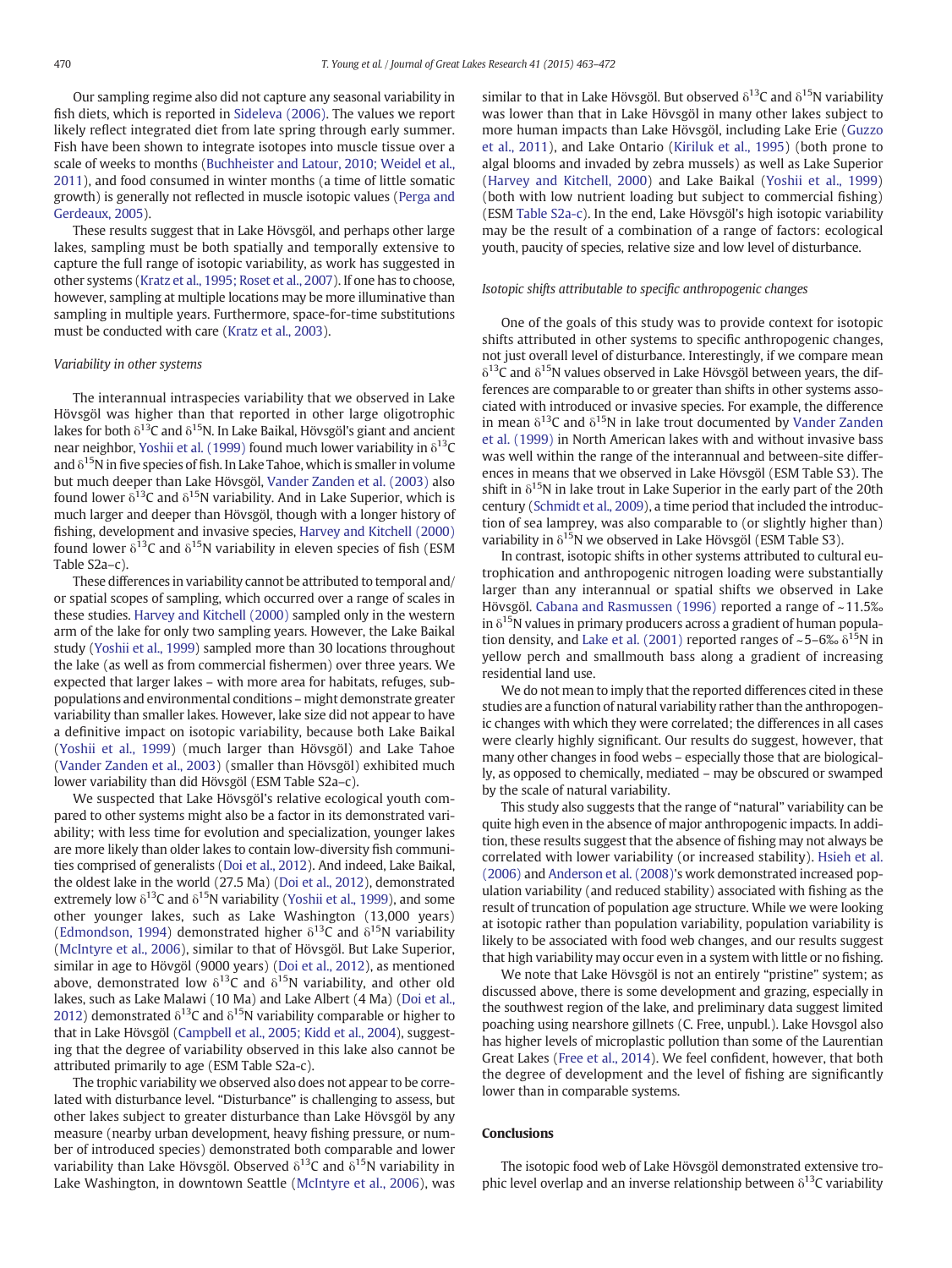Our sampling regime also did not capture any seasonal variability in fish diets, which is reported in Sideleva (2006). The values we report likely reflect integrated diet from late spring through early summer. Fish have been shown to integrate isotopes into muscle tissue over a scale of weeks to months (Buchheister and Latour, 2010; Weidel et al., 2011), and food consumed in winter months (a time of little somatic growth) is generally not reflected in muscle isotopic values (Perga and Gerdeaux, 2005).

These results suggest that in Lake Hövsgöl, and perhaps other large lakes, sampling must be both spatially and temporally extensive to capture the full range of isotopic variability, as work has suggested in other systems (Kratz et al., 1995; Roset et al., 2007). If one has to choose, however, sampling at multiple locations may be more illuminative than sampling in multiple years. Furthermore, space-for-time substitutions must be conducted with care (Kratz et al., 2003).

*Variability in other systems*

The interannual intraspecies variability that we observed in Lake Hövsgöl was higher than that reported in other large oligotrophic lakes for both $\delta^{13}C$ and $\delta^{15}N$. In Lake Baikal, Hövsgöl's giant and ancient near neighbor, Yoshii et al. (1999) found much lower variability in $\delta^{13}C$ and $\delta^{15}N$ in five species of fish. In Lake Tahoe, which is smaller in volume but much deeper than Lake Hövsgöl, Vander Zanden et al. (2003) also found lower $\delta^{13}C$ and $\delta^{15}N$ variability. And in Lake Superior, which is much larger and deeper than Hövsgöl, though with a longer history of fishing, development and invasive species, Harvey and Kitchell (2000) found lower $\delta^{13}C$ and $\delta^{15}N$ variability in eleven species of fish (ESM Table S2a–c).

These differences in variability cannot be attributed to temporal and/or spatial scopes of sampling, which occurred over a range of scales in these studies. Harvey and Kitchell (2000) sampled only in the western arm of the lake for only two sampling years. However, the Lake Baikal study (Yoshii et al., 1999) sampled more than 30 locations throughout the lake (as well as from commercial fishermen) over three years. We expected that larger lakes – with more area for habitats, refuges, subpopulations and environmental conditions – might demonstrate greater variability than smaller lakes. However, lake size did not appear to have a definitive impact on isotopic variability, because both Lake Baikal (Yoshii et al., 1999) (much larger than Hövsgöl) and Lake Tahoe (Vander Zanden et al., 2003) (smaller than Hövsgöl) exhibited much lower variability than did Hövsgöl (ESM Table S2a–c).

We suspected that Lake Hövsgöl's relative ecological youth compared to other systems might also be a factor in its demonstrated variability; with less time for evolution and specialization, younger lakes are more likely than older lakes to contain low-diversity fish communities comprised of generalists (Doi et al., 2012). And indeed, Lake Baikal, the oldest lake in the world (27.5 Ma) (Doi et al., 2012), demonstrated extremely low $\delta^{13}C$ and $\delta^{15}N$ variability (Yoshii et al., 1999), and some other younger lakes, such as Lake Washington (13,000 years) (Edmondson, 1994) demonstrated higher $\delta^{13}C$ and $\delta^{15}N$ variability (McIntyre et al., 2006), similar to that of Hövsgöl. But Lake Superior, similar in age to Högöl (9000 years) (Doi et al., 2012), as mentioned above, demonstrated low $\delta^{13}C$ and $\delta^{15}N$ variability, and other old lakes, such as Lake Malawi (10 Ma) and Lake Albert (4 Ma) (Doi et al., 2012) demonstrated $\delta^{13}C$ and $\delta^{15}N$ variability comparable or higher to that in Lake Hövsgöl (Campbell et al., 2005; Kidd et al., 2004), suggesting that the degree of variability observed in this lake also cannot be attributed primarily to age (ESM Table S2a-c).

The trophic variability we observed also does not appear to be correlated with disturbance level. "Disturbance" is challenging to assess, but other lakes subject to greater disturbance than Lake Hövsgöl by any measure (nearby urban development, heavy fishing pressure, or number of introduced species) demonstrated both comparable and lower variability than Lake Hövsgöl. Observed $\delta^{13}C$ and $\delta^{15}N$ variability in Lake Washington, in downtown Seattle (McIntyre et al., 2006), was similar to that in Lake Hövsgöl. But observed $\delta^{13}C$ and $\delta^{15}N$ variability was lower than that in Lake Hövsgöl in many other lakes subject to more human impacts than Lake Hövsgöl, including Lake Erie (Guzzo et al., 2011), and Lake Ontario (Kiriluk et al., 1995) (both prone to algal blooms and invaded by zebra mussels) as well as Lake Superior (Harvey and Kitchell, 2000) and Lake Baikal (Yoshii et al., 1999) (both with low nutrient loading but subject to commercial fishing) (ESM Table S2a-c). In the end, Lake Hövsgöl's high isotopic variability may be the result of a combination of a range of factors: ecological youth, paucity of species, relative size and low level of disturbance.

*Isotopic shifts attributable to specific anthropogenic changes*

One of the goals of this study was to provide context for isotopic shifts attributed in other systems to specific anthropogenic changes, not just overall level of disturbance. Interestingly, if we compare mean $\delta^{13}C$ and $\delta^{15}N$ values observed in Lake Hövsgöl between years, the differences are comparable to or greater than shifts in other systems associated with introduced or invasive species. For example, the difference in mean $\delta^{13}C$ and $\delta^{15}N$ in lake trout documented by Vander Zanden et al. (1999) in North American lakes with and without invasive bass was well within the range of the interannual and between-site differences in means that we observed in Lake Hövsgöl (ESM Table S3). The shift in $\delta^{15}N$ in lake trout in Lake Superior in the early part of the 20th century (Schmidt et al., 2009), a time period that included the introduction of sea lamprey, was also comparable to (or slightly higher than) variability in $\delta^{15}N$ we observed in Lake Hövsgöl (ESM Table S3).

In contrast, isotopic shifts in other systems attributed to cultural eutrophication and anthropogenic nitrogen loading were substantially larger than any interannual or spatial shifts we observed in Lake Hövsgöl. Cabana and Rasmussen (1996) reported a range of ~11.5‰ in $\delta^{15}N$ values in primary producers across a gradient of human population density, and Lake et al. (2001) reported ranges of ~5–6‰ $\delta^{15}N$ in yellow perch and smallmouth bass along a gradient of increasing residential land use.

We do not mean to imply that the reported differences cited in these studies are a function of natural variability rather than the anthropogenic changes with which they were correlated; the differences in all cases were clearly highly significant. Our results do suggest, however, that many other changes in food webs – especially those that are biologically, as opposed to chemically, mediated – may be obscured or swamped by the scale of natural variability.

This study also suggests that the range of "natural" variability can be quite high even in the absence of major anthropogenic impacts. In addition, these results suggest that the absence of fishing may not always be correlated with lower variability (or increased stability). Hsieh et al. (2006) and Anderson et al. (2008)'s work demonstrated increased population variability (and reduced stability) associated with fishing as the result of truncation of population age structure. While we were looking at isotopic rather than population variability, population variability is likely to be associated with food web changes, and our results suggest that high variability may occur even in a system with little or no fishing.

We note that Lake Hövsgöl is not an entirely "pristine" system; as discussed above, there is some development and grazing, especially in the southwest region of the lake, and preliminary data suggest limited poaching using nearshore gillnets (C. Free, unpubl.). Lake Hovsgol also has higher levels of microplastic pollution than some of the Laurentian Great Lakes (Free et al., 2014). We feel confident, however, that both the degree of development and the level of fishing are significantly lower than in comparable systems.

## Conclusions

The isotopic food web of Lake Hövsgöl demonstrated extensive trophic level overlap and an inverse relationship between $\delta^{13}C$ variability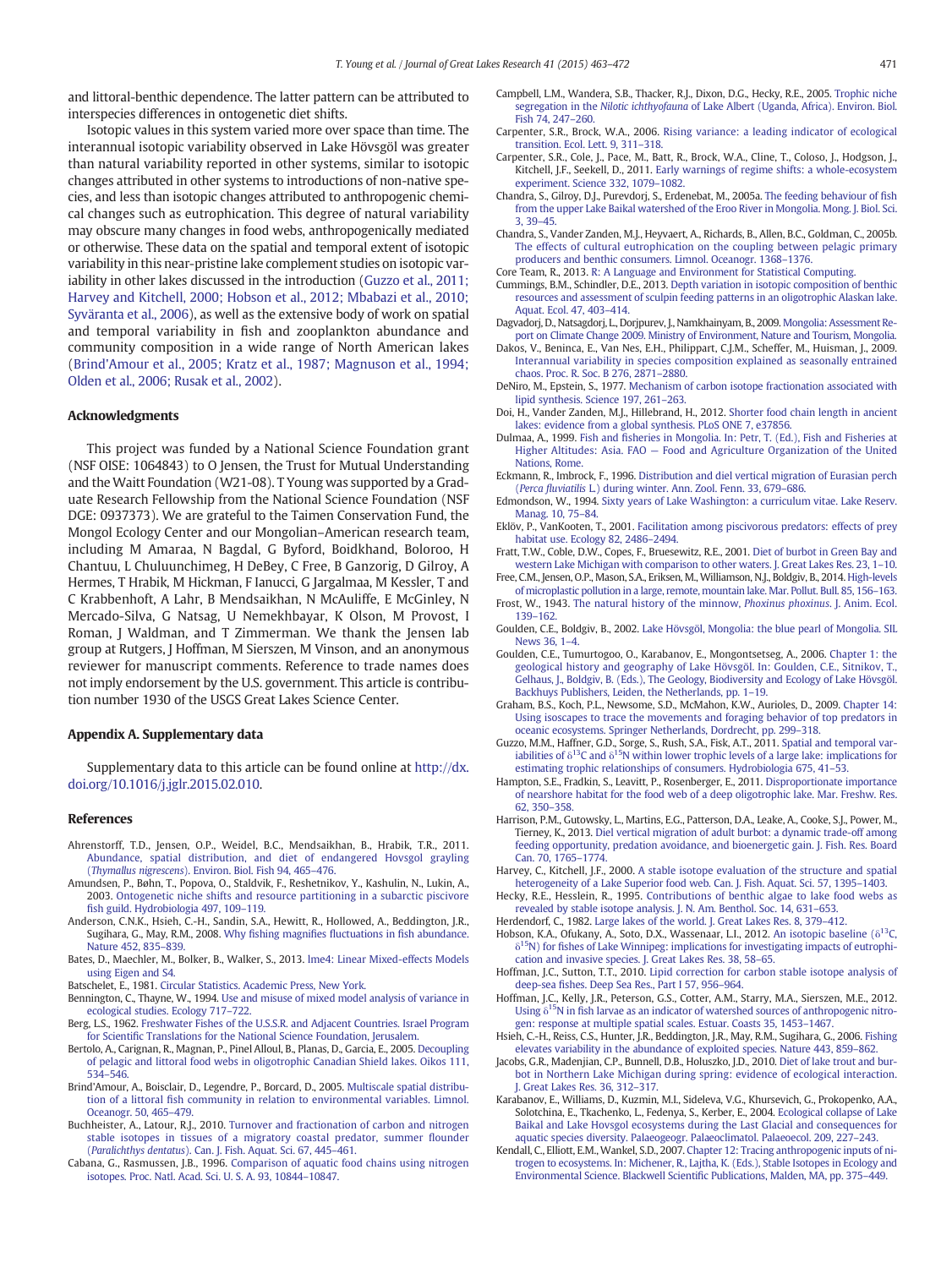and littoral-benthic dependence. The latter pattern can be attributed to interspecies differences in ontogenetic diet shifts.

Isotopic values in this system varied more over space than time. The interannual isotopic variability observed in Lake Hövsgöl was greater than natural variability reported in other systems, similar to isotopic changes attributed in other systems to introductions of non-native species, and less than isotopic changes attributed to anthropogenic chemical changes such as eutrophication. This degree of natural variability may obscure many changes in food webs, anthropogenically mediated or otherwise. These data on the spatial and temporal extent of isotopic variability in this near-pristine lake complement studies on isotopic variability in other lakes discussed in the introduction (Guzzo et al., 2011; Harvey and Kitchell, 2000; Hobson et al., 2012; Mbabazi et al., 2010; Syväranta et al., 2006), as well as the extensive body of work on spatial and temporal variability in fish and zooplankton abundance and community composition in a wide range of North American lakes (Brind'Amour et al., 2005; Kratz et al., 1987; Magnuson et al., 1994; Olden et al., 2006; Rusak et al., 2002).

## Acknowledgments

This project was funded by a National Science Foundation grant (NSF OISE: 1064843) to O Jensen, the Trust for Mutual Understanding and the Waitt Foundation (W21-08). T Young was supported by a Graduate Research Fellowship from the National Science Foundation (NSF DGE: 0937373). We are grateful to the Taimen Conservation Fund, the Mongol Ecology Center and our Mongolian–American research team, including M Amaraa, N Bagdal, G Byford, Boidkhand, Boloroo, H Chantuu, L Chuluunchimeg, H DeBey, C Free, B Ganzorig, D Gilroy, A Hermes, T Hrabik, M Hickman, F Ianucci, G Jargalmaa, M Kessler, T and C Krabbenhoft, A Lahr, B Mendsaikhan, N McAuliffe, E McGinley, N Mercado-Silva, G Natsag, U Nemekhbayar, K Olson, M Provost, I Roman, J Waldman, and T Zimmerman. We thank the Jensen lab group at Rutgers, J Hoffman, M Sierszen, M Vinson, and an anonymous reviewer for manuscript comments. Reference to trade names does not imply endorsement by the U.S. government. This article is contribution number 1930 of the USGS Great Lakes Science Center.

## Appendix A. Supplementary data

Supplementary data to this article can be found online at http://dx.doi.org/10.1016/j.jglr.2015.02.010.

## References

Ahrenstorff, T.D., Jensen, O.P., Weidel, B.C., Mendsaikhan, B., Hrabik, T.R., 2011. Abundance, spatial distribution, and diet of endangered Hovsgol grayling (*Thymallus nigrescens*). Environ. Biol. Fish 94, 465–476.

Amundsen, P., Bøhn, T., Popova, O., Staldvik, F., Reshetnikov, Y., Kashulin, N., Lukin, A., 2003. Ontogenetic niche shifts and resource partitioning in a subarctic piscivore fish guild. Hydrobiologia 497, 109–119.

Anderson, C.N.K., Hsieh, C.-H., Sandin, S.A., Hewitt, R., Hollowed, A., Beddington, J.R., Sugihara, G., May, R.M., 2008. Why fishing magnifies fluctuations in fish abundance. Nature 452, 835–839.

Bates, D., Maechler, M., Bolker, B., Walker, S., 2013. lme4: Linear Mixed-effects Models using Eigen and S4.

Batschelet, E., 1981. Circular Statistics. Academic Press, New York.

Bennington, C., Thayne, W., 1994. Use and misuse of mixed model analysis of variance in ecological studies. Ecology 717–722.

Berg, L.S., 1962. Freshwater Fishes of the U.S.S.R. and Adjacent Countries. Israel Program for Scientific Translations for the National Science Foundation, Jerusalem.

Bertolo, A., Carignan, R., Magnan, P., Pinel Alloul, B., Planas, D., Garcia, E., 2005. Decoupling of pelagic and littoral food webs in oligotrophic Canadian Shield lakes. Oikos 111, 534–546.

Brind'Amour, A., Boisclair, D., Legendre, P., Borcard, D., 2005. Multiscale spatial distribution of a littoral fish community in relation to environmental variables. Limnol. Oceanogr. 50, 465–479.

Buchheister, A., Latour, R.J., 2010. Turnover and fractionation of carbon and nitrogen stable isotopes in tissues of a migratory coastal predator, summer flounder (*Paralichthys dentatus*). Can. J. Fish. Aquat. Sci. 67, 445–461.

Cabana, G., Rasmussen, J.B., 1996. Comparison of aquatic food chains using nitrogen isotopes. Proc. Natl. Acad. Sci. U. S. A. 93, 10844–10847.

Campbell, L.M., Wandera, S.B., Thacker, R.J., Dixon, D.G., Hecky, R.E., 2005. Trophic niche segregation in the *Nilotic ichthyofauna* of Lake Albert (Uganda, Africa). Environ. Biol. Fish 74, 247–260.

Carpenter, S.R., Brock, W.A., 2006. Rising variance: a leading indicator of ecological transition. Ecol. Lett. 9, 311–318.

Carpenter, S.R., Cole, J., Pace, M., Batt, R., Brock, W.A., Cline, T., Coloso, J., Hodgson, J., Kitchell, J.F., Seekell, D., 2011. Early warnings of regime shifts: a whole-ecosystem experiment. Science 332, 1079–1082.

Chandra, S., Gilroy, D.J., Purevdorj, S., Erdenebat, M., 2005a. The feeding behaviour of fish from the upper Lake Baikal watershed of the Eroo River in Mongolia. Mong. J. Biol. Sci. 3, 39–45.

Chandra, S., Vander Zanden, M.J., Heyvaert, A., Richards, B., Allen, B.C., Goldman, C., 2005b. The effects of cultural eutrophication on the coupling between pelagic primary producers and benthic consumers. Limnol. Oceanogr. 1368–1376.

Core Team, R., 2013. R: A Language and Environment for Statistical Computing.

Cummings, B.M., Schindler, D.E., 2013. Depth variation in isotopic composition of benthic resources and assessment of sculpin feeding patterns in an oligotrophic Alaskan lake. Aquat. Ecol. 47, 403–414.

Dagvadorj, D., Natsagdorj, L., Dorjpurev, J., Namkhainyam, B., 2009. Mongolia: Assessment Report on Climate Change 2009. Ministry of Environment, Nature and Tourism, Mongolia.

Dakos, V., Beninca, E., Van Nes, E.H., Philippart, C.J.M., Scheffer, M., Huisman, J., 2009. Interannual variability in species composition explained as seasonally entrained chaos. Proc. R. Soc. B 276, 2871–2880.

DeNiro, M., Epstein, S., 1977. Mechanism of carbon isotope fractionation associated with lipid synthesis. Science 197, 261–263.

Doi, H., Vander Zanden, M.J., Hillebrand, H., 2012. Shorter food chain length in ancient lakes: evidence from a global synthesis. PLoS ONE 7, e37856.

Dulmaa, A., 1999. Fish and fisheries in Mongolia. In: Petr, T. (Ed.), Fish and Fisheries at Higher Altitudes: Asia. FAO — Food and Agriculture Organization of the United Nations, Rome.

Eckmann, R., Imbrock, F., 1996. Distribution and diel vertical migration of Eurasian perch (*Perca fluviatilis* L.) during winter. Ann. Zool. Fenn. 33, 679–686.

Edmondson, W., 1994. Sixty years of Lake Washington: a curriculum vitae. Lake Reserv. Manag. 10, 75–84.

Eklöv, P., VanKooten, T., 2001. Facilitation among piscivorous predators: effects of prey habitat use. Ecology 82, 2486–2494.

Fratt, T.W., Coble, D.W., Copes, F., Bruesewitz, R.E., 2001. Diet of burbot in Green Bay and western Lake Michigan with comparison to other waters. J. Great Lakes Res. 23, 1–10.

Free, C.M., Jensen, O.P., Mason, S.A., Eriksen, M., Williamson, N.J., Boldgiv, B., 2014. High-levels of microplastic pollution in a large, remote, mountain lake. Mar. Pollut. Bull. 85, 156–163.

Frost, W., 1943. The natural history of the minnow, *Phoxinus phoxinus*. J. Anim. Ecol. 139–162.

Goulden, C.E., Boldgiv, B., 2002. Lake Hövsgöl, Mongolia: the blue pearl of Mongolia. SIL News 36, 1–4.

Goulden, C.E., Tumurtogoo, O., Karabanov, E., Mongontsetseg, A., 2006. Chapter 1: the geological history and geography of Lake Hövsgöl. In: Goulden, C.E., Sitnikov, T., Gelhaus, J., Boldgiv, B. (Eds.), The Geology, Biodiversity and Ecology of Lake Hövsgöl. Backhuys Publishers, Leiden, the Netherlands, pp. 1–19.

Graham, B.S., Koch, P.L., Newsome, S.D., McMahon, K.W., Aurioles, D., 2009. Chapter 14: Using isoscapes to trace the movements and foraging behavior of top predators in oceanic ecosystems. Springer Netherlands, Dordrecht, pp. 299–318.

Guzzo, M.M., Haffner, G.D., Sorge, S., Rush, S.A., Fisk, A.T., 2011. Spatial and temporal variabilities of $\delta^{13}C$ and $\delta^{15}N$ within lower trophic levels of a large lake: implications for estimating trophic relationships of consumers. Hydrobiologia 675, 41–53.

Hampton, S.E., Fradkin, S., Leavitt, P., Rosenberger, E., 2011. Disproportionate importance of nearshore habitat for the food web of a deep oligotrophic lake. Mar. Freshw. Res. 62, 350–358.

Harrison, P.M., Gutowsky, L., Martins, E.G., Patterson, D.A., Leake, A., Cooke, S.J., Power, M., Tierney, K., 2013. Diel vertical migration of adult burbot: a dynamic trade-off among feeding opportunity, predation avoidance, and bioenergetic gain. J. Fish. Res. Board Can. 70, 1765–1774.

Harvey, C., Kitchell, J.F., 2000. A stable isotope evaluation of the structure and spatial heterogeneity of a Lake Superior food web. Can. J. Fish. Aquat. Sci. 57, 1395–1403.

Hecky, R.E., Hesslein, R., 1995. Contributions of benthic algae to lake food webs as revealed by stable isotope analysis. J. N. Am. Benthol. Soc. 14, 631–653.

Herdendorf, C., 1982. Large lakes of the world. J. Great Lakes Res. 8, 379–412.

Hobson, K.A., Ofukany, A., Soto, D.X., Wassenaar, L.I., 2012. An isotopic baseline ($\delta^{13}C$, $\delta^{15}N$) for fishes of Lake Winnipeg: implications for investigating impacts of eutrophication and invasive species. J. Great Lakes Res. 38, 58–65.

Hoffman, J.C., Sutton, T.T., 2010. Lipid correction for carbon stable isotope analysis of deep-sea fishes. Deep Sea Res., Part I 57, 956–964.

Hoffman, J.C., Kelly, J.R., Peterson, G.S., Cotter, A.M., Starry, M.A., Sierszen, M.E., 2012. Using $\delta^{15}N$ in fish larvae as an indicator of watershed sources of anthropogenic nitrogen: response at multiple spatial scales. Estuar. Coasts 35, 1453–1467.

Hsieh, C.-H., Reiss, C.S., Hunter, J.R., Beddington, J.R., May, R.M., Sugihara, G., 2006. Fishing elevates variability in the abundance of exploited species. Nature 443, 859–862.

Jacobs, G.R., Madenjian, C.P., Bunnell, D.B., Holuszko, J.D., 2010. Diet of lake trout and burbot in Northern Lake Michigan during spring: evidence of ecological interaction. J. Great Lakes Res. 36, 312–317.

Karabanov, E., Williams, D., Kuzmin, M.I., Sideleva, V.G., Khursevich, G., Prokopenko, A.A., Solotchina, E., Tkachenko, L., Fedenya, S., Kerber, E., 2004. Ecological collapse of Lake Baikal and Lake Hovsgol ecosystems during the Last Glacial and consequences for aquatic species diversity. Palaeogeogr. Palaeoclimatol. Palaeoecol. 209, 227–243.

Kendall, C., Elliott, E.M., Wankel, S.D., 2007. Chapter 12: Tracing anthropogenic inputs of nitrogen to ecosystems. In: Michener, R., Lajtha, K. (Eds.), Stable Isotopes in Ecology and Environmental Science. Blackwell Scientific Publications, Malden, MA, pp. 375–449.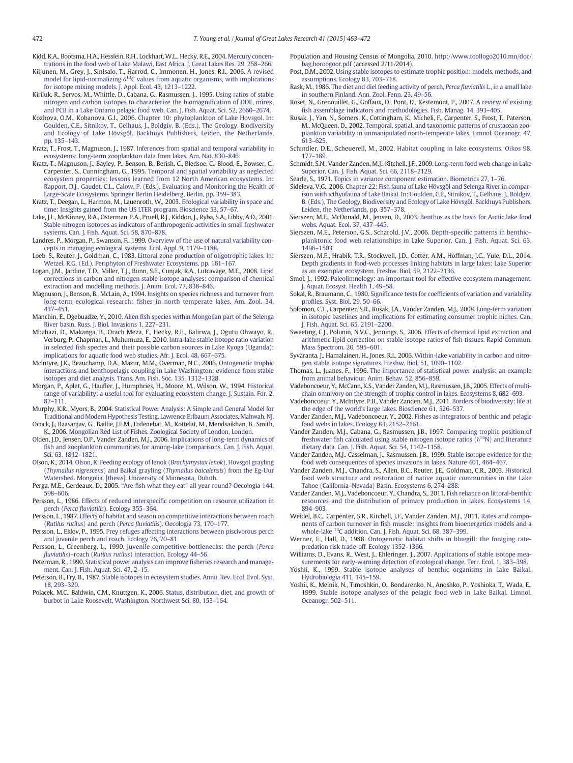Kidd, K.A., Bootsma, H.A., Hesslein, R.H., Lockhart, W.L., Hecky, R.E., 2004. Mercury concentrations in the food web of Lake Malawi, East Africa. J. Great Lakes Res. 29, 258–266.

Kiljunen, M., Grey, J., Sinisalo, T., Harrod, C., Immonen, H., Jones, R.I., 2006. A revised model for lipid-normalizing $\delta^{13}C$ values from aquatic organisms, with implications for isotope mixing models. J. Appl. Ecol. 43, 1213–1222.

Kiriluk, R., Servos, M., Whittle, D., Cabana, G., Rasmussen, J., 1995. Using ratios of stable nitrogen and carbon isotopes to characterize the biomagnification of DDE, mirex, and PCB in a Lake Ontario pelagic food web. Can. J. Fish. Aquat. Sci. 52, 2660–2674.

Kozhova, O.M., Kobanova, G.I., 2006. Chapter 10: phytoplankton of Lake Hovsgol. In: Goulden, C.E., Sitnikov, T., Gelhaus, J., Boldgiv, B. (Eds.), The Geology, Biodiversity and Ecology of Lake Hövsgöl. Backhuys Publishers, Leiden, the Netherlands, pp. 135–143.

Kratz, T., Frost, T., Magnuson, J., 1987. Inferences from spatial and temporal variability in ecosystems: long-term zooplankton data from lakes. Am. Nat. 830–846.

Kratz, T., Magnuson, J., Bayley, P., Benson, B., Berish, C., Bledsoe, C., Blood, E., Bowser, C., Carpenter, S., Cunningham, G., 1995. Temporal and spatial variability as neglected ecosystem properties: lessons learned from 12 North American ecosystems. In: Rapport, D.J., Gaudet, C.L., Calow, P. (Eds.), Evaluating and Monitoring the Health of Large-Scale Ecosystems. Springer Berlin Heidelberg, Berlin, pp. 359–383.

Kratz, T., Deegan, L., Harmon, M., Lauenroth, W., 2003. Ecological variability in space and time: Insights gained from the US LTER program. Bioscience 53, 57–67.

Lake, J.L., McKinney, R.A., Osterman, F.A., Pruell, R.J., Kiddon, J., Ryba, S.A., Libby, A.D., 2001. Stable nitrogen isotopes as indicators of anthropogenic activities in small freshwater systems. Can. J. Fish. Aquat. Sci. 58, 870–878.

Landres, P., Morgan, P., Swanson, F., 1999. Overview of the use of natural variability concepts in managing ecological systems. Ecol. Appl. 9, 1179–1188.

Loeb, S., Reuter, J., Goldman, C., 1983. Littoral zone production of oligotrophic lakes. In: Wetzel, R.G. (Ed.), Periphyton of Freshwater Ecosystems, pp. 161–167.

Logan, J.M., Jardine, T.D., Miller, T.J., Bunn, S.E., Cunjak, R.A., Lutcavage, M.E., 2008. Lipid corrections in carbon and nitrogen stable isotope analyses: comparison of chemical extraction and modelling methods. J. Anim. Ecol. 77, 838–846.

Magnuson, J., Benson, B., McLain, A., 1994. Insights on species richness and turnover from long-term ecological research: fishes in north temperate lakes. Am. Zool. 34, 437–451.

Manchin, E., Dgebuadze, Y., 2010. Alien fish species within Mongolian part of the Selenga River basin. Russ. J. Biol. Invasions 1, 227–231.

Mbabazi, D., Makanga, B., Orach Meza, F., Hecky, R.E., Balirwa, J., Ogutu Ohwayo, R., Verburg, P., Chapman, L., Muhumuza, E., 2010. Intra-lake stable isotope ratio variation in selected fish species and their possible carbon sources in Lake Kyoga (Uganda): implications for aquatic food web studies. Afr. J. Ecol. 48, 667–675.

McIntyre, J.K., Beauchamp, D.A., Mazur, M.M., Overman, N.C., 2006. Ontogenetic trophic interactions and benthopelagic coupling in Lake Washington: evidence from stable isotopes and diet analysis. Trans. Am. Fish. Soc. 135, 1312–1328.

Morgan, P., Aplet, G., Haufler, J., Humphries, H., Moore, M., Wilson, W., 1994. Historical range of variability: a useful tool for evaluating ecosystem change. J. Sustain. For. 2, 87–111.

Murphy, K.R., Myors, B., 2004. Statistical Power Analysis: A Simple and General Model for Traditional and Modern Hypothesis Testing. Lawrence Erlbaum Associates, Mahwah, NJ.

Ocock, J., Baasanjav, G., Baillie, J.E.M., Erdenebat, M., Kottelat, M., Mendsaikhan, B., Smith, K., 2006. Mongolian Red List of Fishes. Zoological Society of London, London.

Olden, J.D., Jensen, O.P., Vander Zanden, M.J., 2006. Implications of long-term dynamics of fish and zooplankton communities for among-lake comparisons. Can. J. Fish. Aquat. Sci. 63, 1812–1821.

Olson, K., 2014. Olson, K. Feeding ecology of lenok (*Brachymystax lenok*), Hovsgol grayling (*Thymallus nigrescens*) and Baikal grayling (*Thymallus baicalensis*) from the Eg-Uur Watershed. Mongolia. [thesis]. University of Minnesota, Duluth.

Perga, M.E., Gerdeaux, D., 2005. "Are fish what they eat" all year round? Oecologia 144, 598–606.

Persson, L., 1986. Effects of reduced interspecific competition on resource utilization in perch (*Perca fluviatilis*). Ecology 355–364.

Persson, L., 1987. Effects of habitat and season on competitive interactions between roach (*Rutilus rutilus*) and perch (*Perca fluviatilis*). Oecologia 73, 170–177.

Persson, L., Eklov, P., 1995. Prey refuges affecting interactions between piscivorous perch and juvenile perch and roach. Ecology 76, 70–81.

Persson, L., Greenberg, L., 1990. Juvenile competitive bottlenecks: the perch (*Perca fluviatilis*)–roach (*Rutilus rutilus*) interaction. Ecology 44–56.

Peterman, R., 1990. Statistical power analysis can improve fisheries research and management. Can. J. Fish. Aquat. Sci. 47, 2–15.

Peterson, B., Fry, B., 1987. Stable isotopes in ecosystem studies. Annu. Rev. Ecol. Evol. Syst. 18, 293–320.

Polacek, M.C., Baldwin, C.M., Knuttgen, K., 2006. Status, distribution, diet, and growth of burbot in Lake Roosevelt, Washington. Northwest Sci. 80, 153–164.

Population and Housing Census of Mongolia, 2010. http://www.toollogo2010.mn/doc/bag,horoogoor.pdf (accessed 2/11/2014).

Post, D.M., 2002. Using stable isotopes to estimate trophic position: models, methods, and assumptions. Ecology 83, 703–718.

Rask, M., 1986. The diet and diel feeding activity of perch, *Perca fluviatilis* L., in a small lake in southern Finland. Ann. Zool. Fenn. 23, 49–56.

Roset, N., Grenouillet, G., Goffaux, D., Pont, D., Kestemont, P., 2007. A review of existing fish assemblage indicators and methodologies. Fish. Manag. 14, 393–405.

Rusak, J., Yan, N., Somers, K., Cottingham, K., Micheli, F., Carpenter, S., Frost, T., Paterson, M., McQueen, D., 2002. Temporal, spatial, and taxonomic patterns of crustacean zooplankton variability in unmanipulated north-temperate lakes. Limnol. Oceanogr. 47, 613–625.

Schindler, D.E., Scheuerell, M., 2002. Habitat coupling in lake ecosystems. Oikos 98, 177–189.

Schmidt, S.N., Vander Zanden, M.J., Kitchell, J.F., 2009. Long-term food web change in Lake Superior. Can. J. Fish. Aquat. Sci. 66, 2118–2129.

Searle, S., 1971. Topics in variance component estimation. Biometrics 27, 1–76.

Sideleva, V.G., 2006. Chapter 22: Fish fauna of Lake Hövsgöl and Selenga River in comparison with icthyofauna of Lake Baikal. In: Goulden, C.E., Sitnikov, T., Gelhaus, J., Boldgiv, B. (Eds.), The Geology, Biodiversity and Ecology of Lake Hövsgöl. Backhuys Publishers, Leiden, the Netherlands, pp. 357–378.

Sierszen, M.E., McDonald, M., Jensen, D., 2003. Benthos as the basis for Arctic lake food webs. Aquat. Ecol. 37, 437–445.

Sierszen, M.E., Peterson, G.S., Scharold, J.V., 2006. Depth-specific patterns in benthic–planktonic food web relationships in Lake Superior. Can. J. Fish. Aquat. Sci. 63, 1496–1503.

Sierszen, M.E., Hrabik, T.R., Stockwell, J.D., Cotter, A.M., Hoffman, J.C., Yule, D.L., 2014. Depth gradients in food-web processes linking habitats in large lakes: Lake Superior as an exemplar ecosystem. Freshw. Biol. 59, 2122–2136.

Smol, J., 1992. Paleolimnology: an important tool for effective ecosystem management. J. Aquat. Ecosyst. Health 1, 49–58.

Sokal, R., Braumann, C., 1980. Significance tests for coefficients of variation and variability profiles. Syst. Biol. 29, 50–66.

Solomon, C.T., Carpenter, S.R., Rusak, J.A., Vander Zanden, M.J., 2008. Long-term variation in isotopic baselines and implications for estimating consumer trophic niches. Can. J. Fish. Aquat. Sci. 65, 2191–2200.

Sweeting, C.J., Polunin, N.V.C., Jennings, S., 2006. Effects of chemical lipid extraction and arithmetic lipid correction on stable isotope ratios of fish tissues. Rapid Commun. Mass Spectrom. 20, 595–601.

Syväranta, J., Hamalainen, H., Jones, R.I., 2006. Within-lake variability in carbon and nitrogen stable isotope signatures. Freshw. Biol. 51, 1090–1102.

Thomas, L., Juanes, F., 1996. The importance of statistical power analysis: an example from animal behaviour. Anim. Behav. 52, 856–859.

Vadeboncoeur, Y., McCann, K.S., Vander Zanden, M.J., Rasmussen, J.B., 2005. Effects of multi-chain omnivory on the strength of trophic control in lakes. Ecosystems 8, 682–693.

Vadeboncoeur, Y., McIntyre, P.B., Vander Zanden, M.J., 2011. Borders of biodiversity: life at the edge of the world's large lakes. Bioscience 61, 526–537.

Vander Zanden, M.J., Vadeboncoeur, Y., 2002. Fishes as integrators of benthic and pelagic food webs in lakes. Ecology 83, 2152–2161.

Vander Zanden, M.J., Cabana, G., Rasmussen, J.B., 1997. Comparing trophic position of freshwater fish calculated using stable nitrogen isotope ratios ($\delta^{15}N$) and literature dietary data. Can. J. Fish. Aquat. Sci. 54, 1142–1158.

Vander Zanden, M.J., Casselman, J., Rasmussen, J.B., 1999. Stable isotope evidence for the food web consequences of species invasions in lakes. Nature 401, 464–467.

Vander Zanden, M.J., Chandra, S., Allen, B.C., Reuter, J.E., Goldman, C.R., 2003. Historical food web structure and restoration of native aquatic communities in the Lake Tahoe (California–Nevada) Basin. Ecosystems 6, 274–288.

Vander Zanden, M.J., Vadeboncoeur, Y., Chandra, S., 2011. Fish reliance on littoral-benthic resources and the distribution of primary production in lakes. Ecosystems 14, 894–903.

Weidel, B.C., Carpenter, S.R., Kitchell, J.F., Vander Zanden, M.J., 2011. Rates and components of carbon turnover in fish muscle: insights from bioenergetics models and a whole-lake $^{13}C$ addition. Can. J. Fish. Aquat. Sci. 68, 387–399.

Werner, E., Hall, D., 1988. Ontogenetic habitat shifts in bluegill: the foraging rate-predation risk trade-off. Ecology 1352–1366.

Williams, D., Evans, R., West, J., Ehleringer, J., 2007. Applications of stable isotope measurements for early-warning detection of ecological change. Terr. Ecol. 1, 383–398.

Yoshii, K., 1999. Stable isotope analyses of benthic organisms in Lake Baikal. Hydrobiologia 411, 145–159.

Yoshii, K., Melnik, N., Timoshkin, O., Bondarenko, N., Anoshko, P., Yoshioka, T., Wada, E., 1999. Stable isotope analyses of the pelagic food web in Lake Baikal. Limnol. Oceanogr. 502–511.